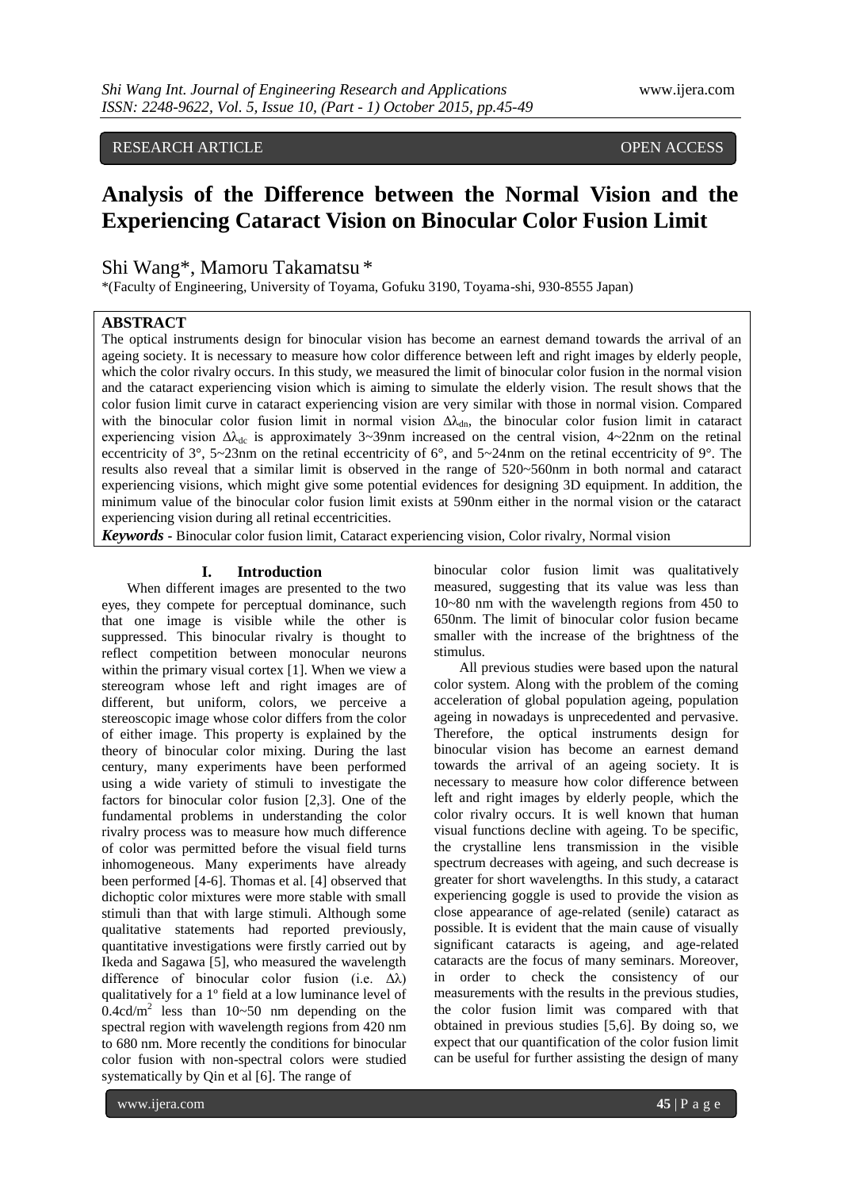RESEARCH ARTICLE OPEN ACCESS

# Analysis of the Difference between the Normal Vision and the Experiencing Cataract Vision on Binocular Color Fusion Limit

Shi Wang*, Mamoru Takamatsu *

*(Faculty of Engineering, University of Toyama, Gofuku 3190, Toyama-shi, 930-8555 Japan)

## ABSTRACT

The optical instruments design for binocular vision has become an earnest demand towards the arrival of an ageing society. It is necessary to measure how color difference between left and right images by elderly people, which the color rivalry occurs. In this study, we measured the limit of binocular color fusion in the normal vision and the cataract experiencing vision which is aiming to simulate the elderly vision. The result shows that the color fusion limit curve in cataract experiencing vision are very similar with those in normal vision. Compared with the binocular color fusion limit in normal vision $\Delta\lambda_{dn}$, the binocular color fusion limit in cataract experiencing vision $\Delta\lambda_{dc}$ is approximately 3~39nm increased on the central vision, 4~22nm on the retinal eccentricity of 3°, 5~23nm on the retinal eccentricity of 6°, and 5~24nm on the retinal eccentricity of 9°. The results also reveal that a similar limit is observed in the range of 520~560nm in both normal and cataract experiencing visions, which might give some potential evidences for designing 3D equipment. In addition, the minimum value of the binocular color fusion limit exists at 590nm either in the normal vision or the cataract experiencing vision during all retinal eccentricities.

***Keywords*** **-** Binocular color fusion limit, Cataract experiencing vision, Color rivalry, Normal vision

## I. Introduction

When different images are presented to the two eyes, they compete for perceptual dominance, such that one image is visible while the other is suppressed. This binocular rivalry is thought to reflect competition between monocular neurons within the primary visual cortex [1]. When we view a stereogram whose left and right images are of different, but uniform, colors, we perceive a stereoscopic image whose color differs from the color of either image. This property is explained by the theory of binocular color mixing. During the last century, many experiments have been performed using a wide variety of stimuli to investigate the factors for binocular color fusion [2,3]. One of the fundamental problems in understanding the color rivalry process was to measure how much difference of color was permitted before the visual field turns inhomogeneous. Many experiments have already been performed [4-6]. Thomas et al. [4] observed that dichoptic color mixtures were more stable with small stimuli than that with large stimuli. Although some qualitative statements had reported previously, quantitative investigations were firstly carried out by Ikeda and Sagawa [5], who measured the wavelength difference of binocular color fusion (i.e. $\Delta\lambda$) qualitatively for a 1º field at a low luminance level of $0.4cd/m^2$ less than 10~50 nm depending on the spectral region with wavelength regions from 420 nm to 680 nm. More recently the conditions for binocular color fusion with non-spectral colors were studied systematically by Qin et al [6]. The range of binocular color fusion limit was qualitatively measured, suggesting that its value was less than 10~80 nm with the wavelength regions from 450 to 650nm. The limit of binocular color fusion became smaller with the increase of the brightness of the stimulus.

All previous studies were based upon the natural color system. Along with the problem of the coming acceleration of global population ageing, population ageing in nowadays is unprecedented and pervasive. Therefore, the optical instruments design for binocular vision has become an earnest demand towards the arrival of an ageing society. It is necessary to measure how color difference between left and right images by elderly people, which the color rivalry occurs. It is well known that human visual functions decline with ageing. To be specific, the crystalline lens transmission in the visible spectrum decreases with ageing, and such decrease is greater for short wavelengths. In this study, a cataract experiencing goggle is used to provide the vision as close appearance of age-related (senile) cataract as possible. It is evident that the main cause of visually significant cataracts is ageing, and age-related cataracts are the focus of many seminars. Moreover, in order to check the consistency of our measurements with the results in the previous studies, the color fusion limit was compared with that obtained in previous studies [5,6]. By doing so, we expect that our quantification of the color fusion limit can be useful for further assisting the design of many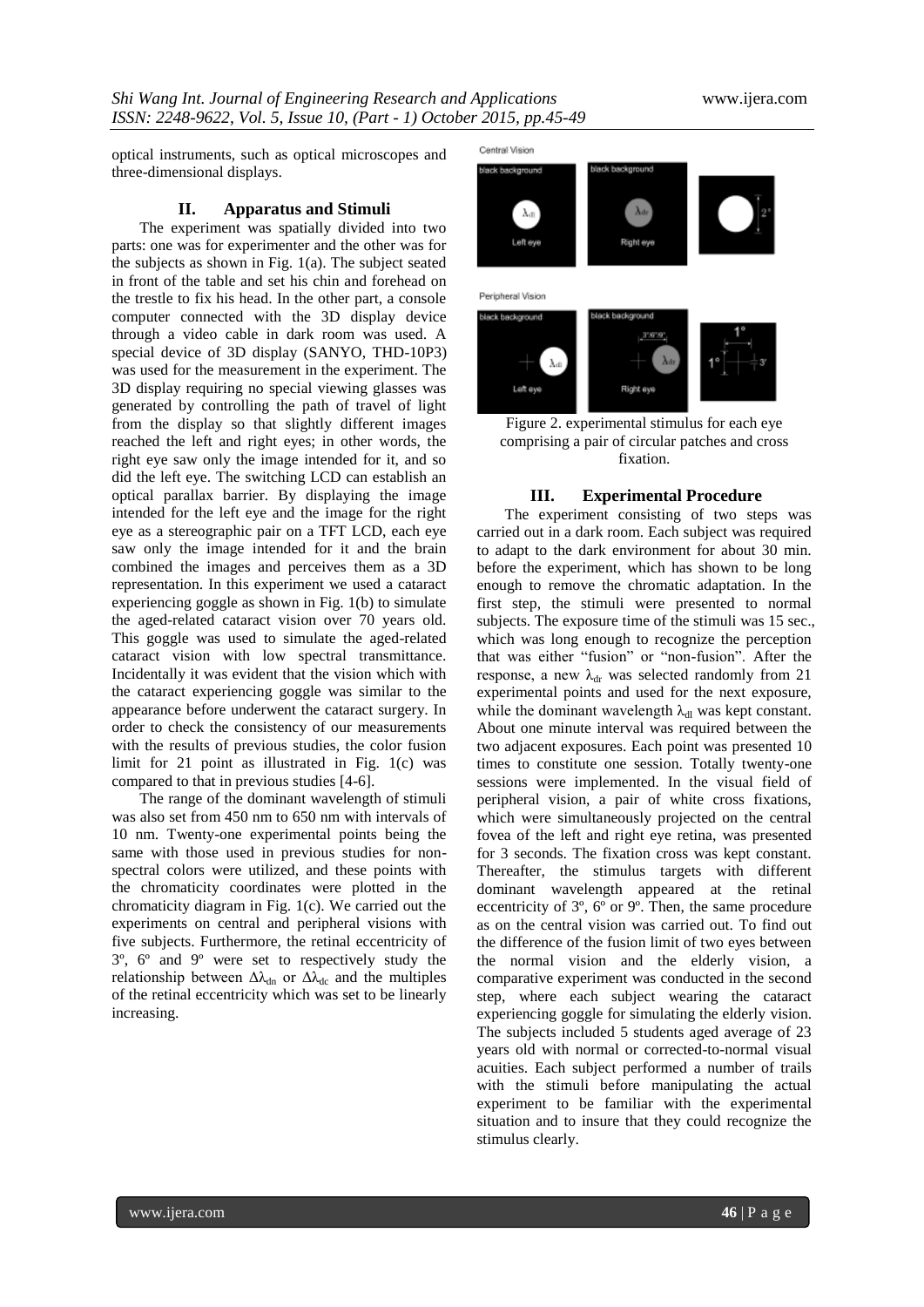optical instruments, such as optical microscopes and three-dimensional displays.

## II. Apparatus and Stimuli

The experiment was spatially divided into two parts: one was for experimenter and the other was for the subjects as shown in Fig. 1(a). The subject seated in front of the table and set his chin and forehead on the trestle to fix his head. In the other part, a console computer connected with the 3D display device through a video cable in dark room was used. A special device of 3D display (SANYO, THD-10P3) was used for the measurement in the experiment. The 3D display requiring no special viewing glasses was generated by controlling the path of travel of light from the display so that slightly different images reached the left and right eyes; in other words, the right eye saw only the image intended for it, and so did the left eye. The switching LCD can establish an optical parallax barrier. By displaying the image intended for the left eye and the image for the right eye as a stereographic pair on a TFT LCD, each eye saw only the image intended for it and the brain combined the images and perceives them as a 3D representation. In this experiment we used a cataract experiencing goggle as shown in Fig. 1(b) to simulate the aged-related cataract vision over 70 years old. This goggle was used to simulate the aged-related cataract vision with low spectral transmittance. Incidentally it was evident that the vision which with the cataract experiencing goggle was similar to the appearance before underwent the cataract surgery. In order to check the consistency of our measurements with the results of previous studies, the color fusion limit for 21 point as illustrated in Fig. 1(c) was compared to that in previous studies [4-6].

The range of the dominant wavelength of stimuli was also set from 450 nm to 650 nm with intervals of 10 nm. Twenty-one experimental points being the same with those used in previous studies for non-spectral colors were utilized, and these points with the chromaticity coordinates were plotted in the chromaticity diagram in Fig. 1(c). We carried out the experiments on central and peripheral visions with five subjects. Furthermore, the retinal eccentricity of 3º, 6º and 9º were set to respectively study the relationship between $\Delta\lambda_{dn}$ or $\Delta\lambda_{dc}$ and the multiples of the retinal eccentricity which was set to be linearly increasing.

Figure 2. experimental stimulus for each eye comprising a pair of circular patches and cross fixation.

## III. Experimental Procedure

The experiment consisting of two steps was carried out in a dark room. Each subject was required to adapt to the dark environment for about 30 min. before the experiment, which has shown to be long enough to remove the chromatic adaptation. In the first step, the stimuli were presented to normal subjects. The exposure time of the stimuli was 15 sec., which was long enough to recognize the perception that was either "fusion" or "non-fusion". After the response, a new $\lambda_{dr}$ was selected randomly from 21 experimental points and used for the next exposure, while the dominant wavelength $\lambda_{dl}$ was kept constant. About one minute interval was required between the two adjacent exposures. Each point was presented 10 times to constitute one session. Totally twenty-one sessions were implemented. In the visual field of peripheral vision, a pair of white cross fixations, which were simultaneously projected on the central fovea of the left and right eye retina, was presented for 3 seconds. The fixation cross was kept constant. Thereafter, the stimulus targets with different dominant wavelength appeared at the retinal eccentricity of 3º, 6º or 9º. Then, the same procedure as on the central vision was carried out. To find out the difference of the fusion limit of two eyes between the normal vision and the elderly vision, a comparative experiment was conducted in the second step, where each subject wearing the cataract experiencing goggle for simulating the elderly vision. The subjects included 5 students aged average of 23 years old with normal or corrected-to-normal visual acuities. Each subject performed a number of trails with the stimuli before manipulating the actual experiment to be familiar with the experimental situation and to insure that they could recognize the stimulus clearly.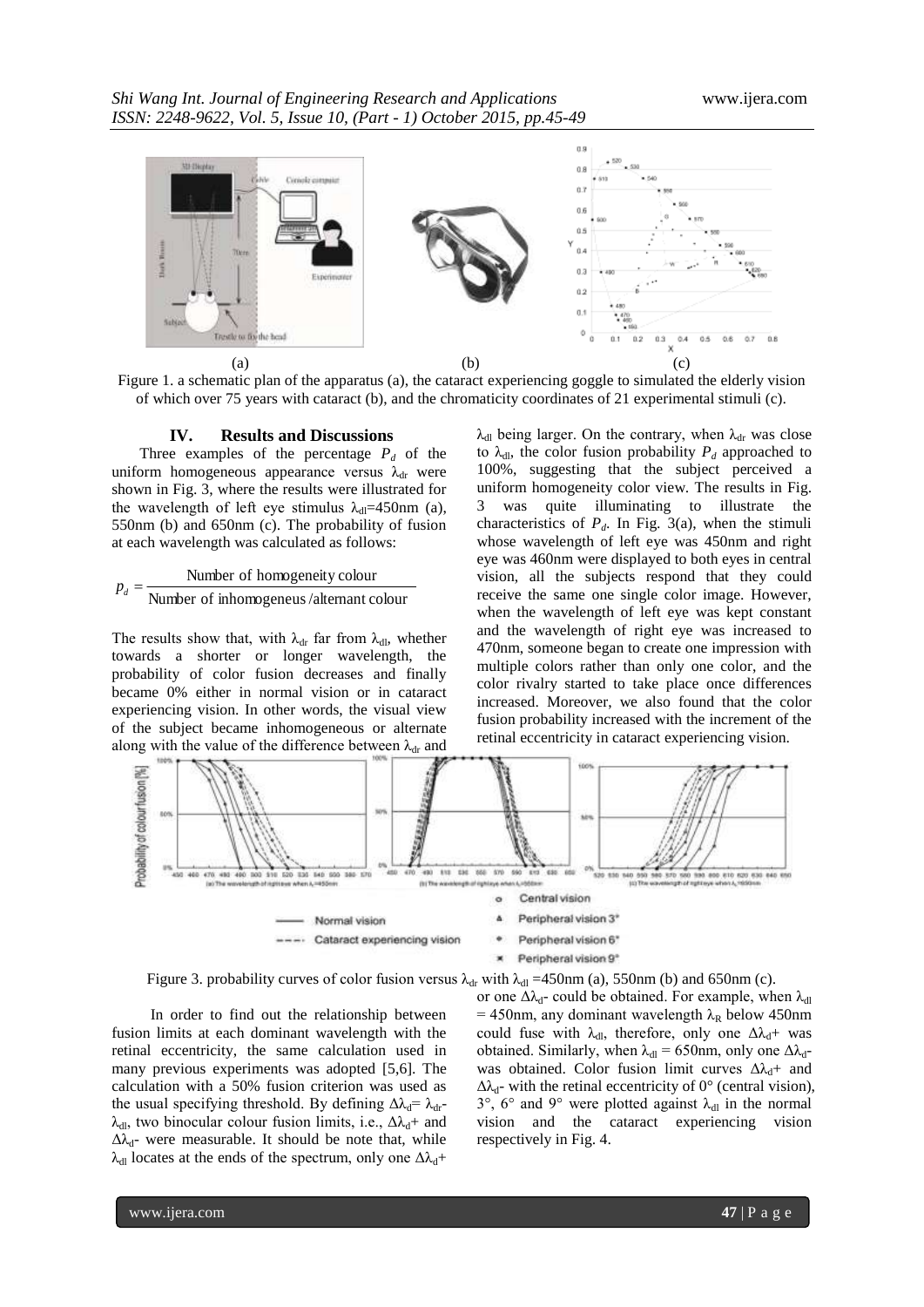Figure 1. a schematic plan of the apparatus (a), the cataract experiencing goggle to simulated the elderly vision of which over 75 years with cataract (b), and the chromaticity coordinates of 21 experimental stimuli (c).

## IV. Results and Discussions

Three examples of the percentage $P_d$ of the uniform homogeneous appearance versus $\lambda_{dr}$ were shown in Fig. 3, where the results were illustrated for the wavelength of left eye stimulus $\lambda_{dl}$=450nm (a), 550nm (b) and 650nm (c). The probability of fusion at each wavelength was calculated as follows:

$$p_d = \frac{\text{Number of homogeneity colour}}{\text{Number of inhomogeneus /alternant colour}}$$

The results show that, with $\lambda_{dr}$ far from $\lambda_{dl}$, whether towards a shorter or longer wavelength, the probability of color fusion decreases and finally became 0% either in normal vision or in cataract experiencing vision. In other words, the visual view of the subject became inhomogeneous or alternate along with the value of the difference between $\lambda_{dr}$ and $\lambda_{dl}$ being larger. On the contrary, when $\lambda_{dr}$ was close to $\lambda_{dl}$, the color fusion probability $P_d$ approached to 100%, suggesting that the subject perceived a uniform homogeneity color view. The results in Fig. 3 was quite illuminating to illustrate the characteristics of $P_d$. In Fig. 3(a), when the stimuli whose wavelength of left eye was 450nm and right eye was 460nm were displayed to both eyes in central vision, all the subjects respond that they could receive the same one single color image. However, when the wavelength of left eye was kept constant and the wavelength of right eye was increased to 470nm, someone began to create one impression with multiple colors rather than only one color, and the color rivalry started to take place once differences increased. Moreover, we also found that the color fusion probability increased with the increment of the retinal eccentricity in cataract experiencing vision.

Figure 3. probability curves of color fusion versus $\lambda_{dr}$ with $\lambda_{dl}$ =450nm (a), 550nm (b) and 650nm (c).

In order to find out the relationship between fusion limits at each dominant wavelength with the retinal eccentricity, the same calculation used in many previous experiments was adopted [5,6]. The calculation with a 50% fusion criterion was used as the usual specifying threshold. By defining $\Delta\lambda_d = \lambda_{dr} - \lambda_{dl}$, two binocular colour fusion limits, i.e., $\Delta\lambda_d+$ and $\Delta\lambda_d-$ were measurable. It should be note that, while $\lambda_{dl}$ locates at the ends of the spectrum, only one $\Delta\lambda_d+$ or one $\Delta\lambda_d-$ could be obtained. For example, when $\lambda_{dl}$ = 450nm, any dominant wavelength $\lambda_R$ below 450nm could fuse with $\lambda_{dl}$, therefore, only one $\Delta\lambda_d+$ was obtained. Similarly, when $\lambda_{dl}$ = 650nm, only one $\Delta\lambda_d-$ was obtained. Color fusion limit curves $\Delta\lambda_d+$ and $\Delta\lambda_d-$ with the retinal eccentricity of 0° (central vision), 3°, 6° and 9° were plotted against $\lambda_{dl}$ in the normal vision and the cataract experiencing vision respectively in Fig. 4.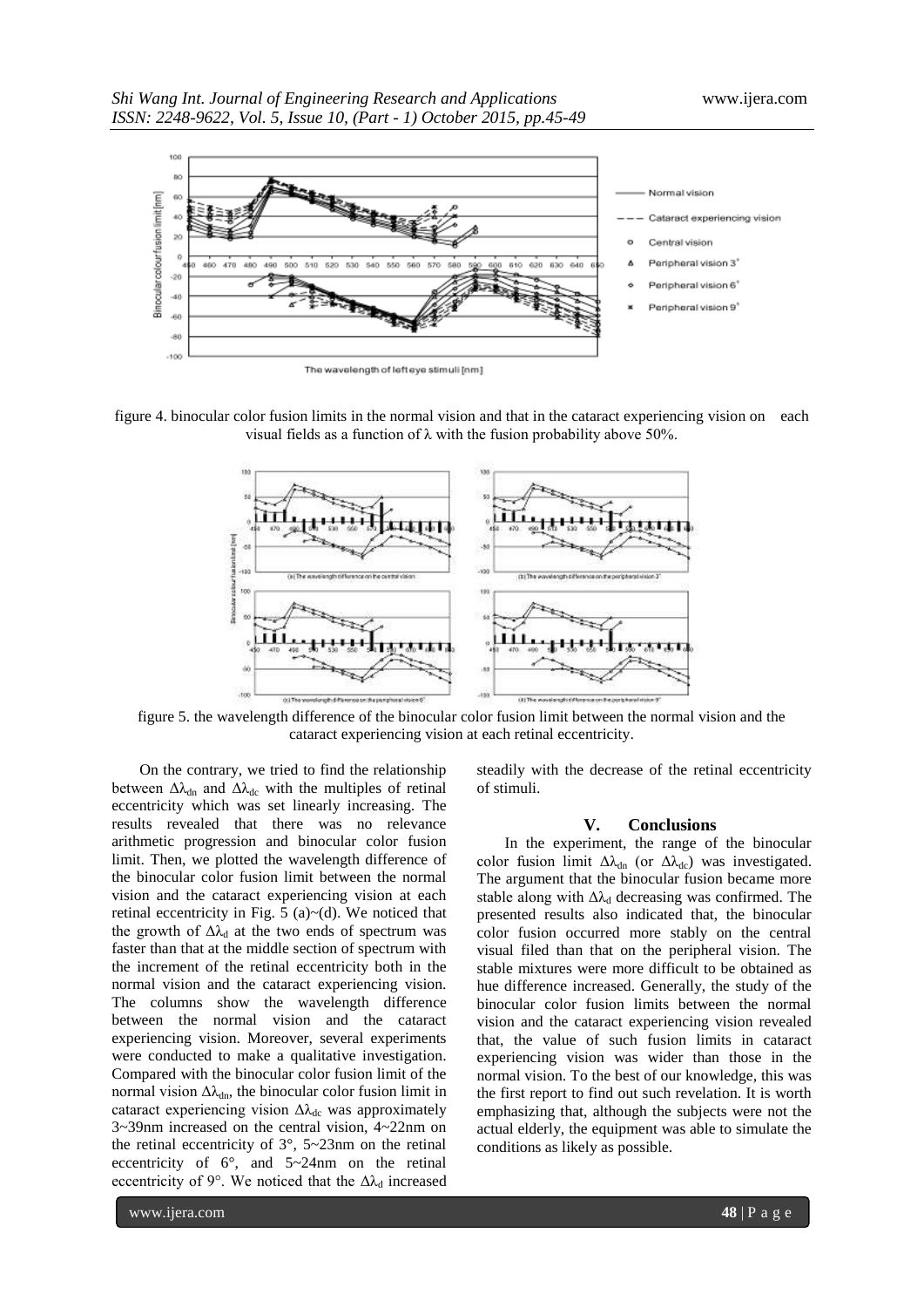figure 4. binocular color fusion limits in the normal vision and that in the cataract experiencing vision on each visual fields as a function of λ with the fusion probability above 50%.

figure 5. the wavelength difference of the binocular color fusion limit between the normal vision and the cataract experiencing vision at each retinal eccentricity.

On the contrary, we tried to find the relationship between $\Delta\lambda_{dn}$ and $\Delta\lambda_{dc}$ with the multiples of retinal eccentricity which was set linearly increasing. The results revealed that there was no relevance arithmetic progression and binocular color fusion limit. Then, we plotted the wavelength difference of the binocular color fusion limit between the normal vision and the cataract experiencing vision at each retinal eccentricity in Fig. 5 (a)~(d). We noticed that the growth of $\Delta\lambda_d$ at the two ends of spectrum was faster than that at the middle section of spectrum with the increment of the retinal eccentricity both in the normal vision and the cataract experiencing vision. The columns show the wavelength difference between the normal vision and the cataract experiencing vision. Moreover, several experiments were conducted to make a qualitative investigation. Compared with the binocular color fusion limit of the normal vision $\Delta\lambda_{dn}$, the binocular color fusion limit in cataract experiencing vision $\Delta\lambda_{dc}$ was approximately 3~39nm increased on the central vision, 4~22nm on the retinal eccentricity of 3°, 5~23nm on the retinal eccentricity of 6°, and 5~24nm on the retinal eccentricity of 9°. We noticed that the $\Delta\lambda_d$ increased steadily with the decrease of the retinal eccentricity of stimuli.

## V. Conclusions

In the experiment, the range of the binocular color fusion limit $\Delta\lambda_{dn}$ (or $\Delta\lambda_{dc}$) was investigated. The argument that the binocular fusion became more stable along with $\Delta\lambda_d$ decreasing was confirmed. The presented results also indicated that, the binocular color fusion occurred more stably on the central visual filed than that on the peripheral vision. The stable mixtures were more difficult to be obtained as hue difference increased. Generally, the study of the binocular color fusion limits between the normal vision and the cataract experiencing vision revealed that, the value of such fusion limits in cataract experiencing vision was wider than those in the normal vision. To the best of our knowledge, this was the first report to find out such revelation. It is worth emphasizing that, although the subjects were not the actual elderly, the equipment was able to simulate the conditions as likely as possible.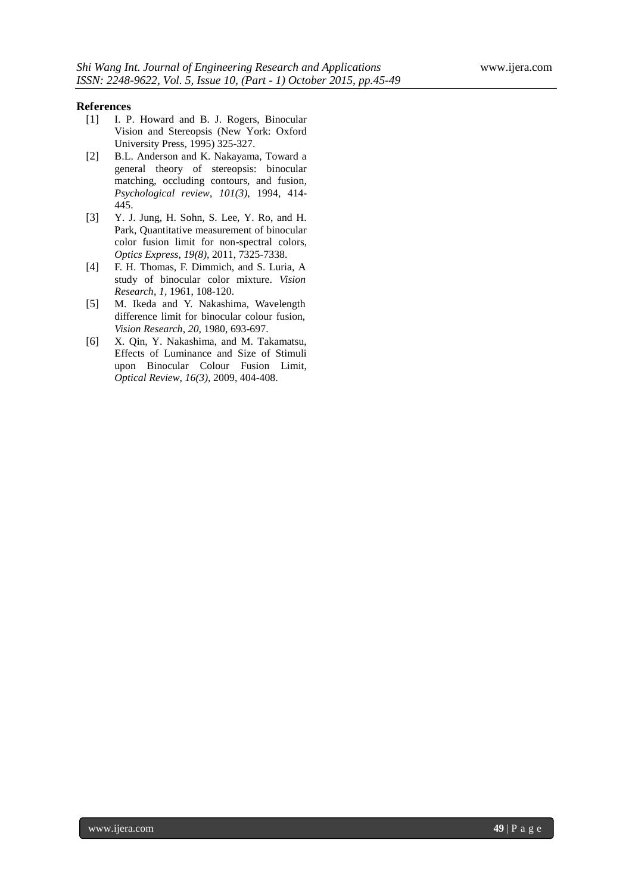**References**

[1] I. P. Howard and B. J. Rogers, Binocular Vision and Stereopsis (New York: Oxford University Press, 1995) 325-327.

[2] B.L. Anderson and K. Nakayama, Toward a general theory of stereopsis: binocular matching, occluding contours, and fusion, *Psychological review*, *101(3)*, 1994, 414-445.

[3] Y. J. Jung, H. Sohn, S. Lee, Y. Ro, and H. Park, Quantitative measurement of binocular color fusion limit for non-spectral colors, *Optics Express*, *19(8)*, 2011, 7325-7338.

[4] F. H. Thomas, F. Dimmich, and S. Luria, A study of binocular color mixture. *Vision Research*, *1*, 1961, 108-120.

[5] M. Ikeda and Y. Nakashima, Wavelength difference limit for binocular colour fusion, *Vision Research*, *20*, 1980, 693-697.

[6] X. Qin, Y. Nakashima, and M. Takamatsu, Effects of Luminance and Size of Stimuli upon Binocular Colour Fusion Limit, *Optical Review*, *16(3)*, 2009, 404-408.